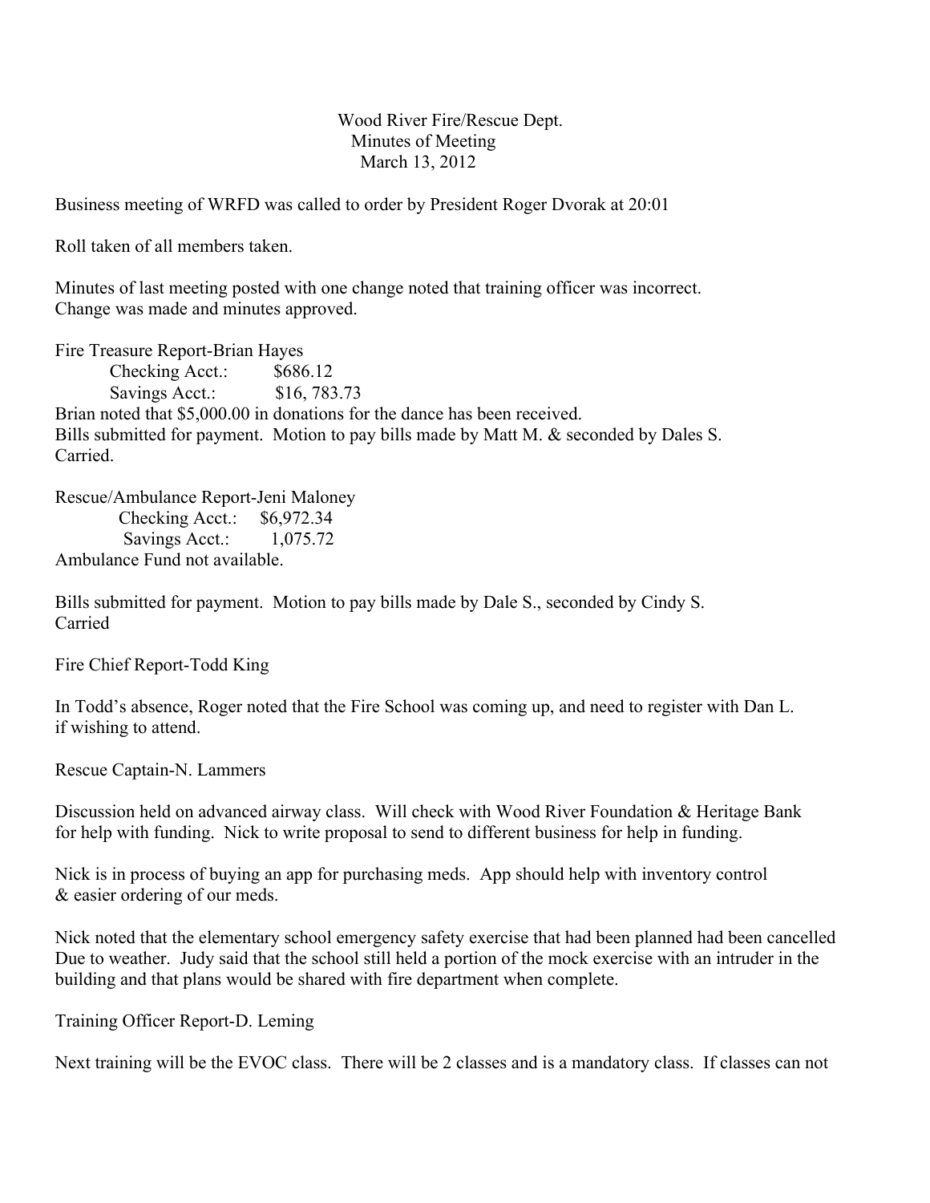Wood River Fire/Rescue Dept.  
Minutes of Meeting  
March 13, 2012

Business meeting of WRFD was called to order by President Roger Dvorak at 20:01

Roll taken of all members taken.

Minutes of last meeting posted with one change noted that training officer was incorrect. Change was made and minutes approved.

Fire Treasure Report-Brian Hayes

Checking Acct.: $686.12  
Savings Acct.: $16, 783.73

Brian noted that $5,000.00 in donations for the dance has been received.  
Bills submitted for payment. Motion to pay bills made by Matt M. & seconded by Dales S. Carried.

Rescue/Ambulance Report-Jeni Maloney

Checking Acct.: $6,972.34  
Savings Acct.: 1,075.72

Ambulance Fund not available.

Bills submitted for payment. Motion to pay bills made by Dale S., seconded by Cindy S. Carried

Fire Chief Report-Todd King

In Todd's absence, Roger noted that the Fire School was coming up, and need to register with Dan L. if wishing to attend.

Rescue Captain-N. Lammers

Discussion held on advanced airway class. Will check with Wood River Foundation & Heritage Bank for help with funding. Nick to write proposal to send to different business for help in funding.

Nick is in process of buying an app for purchasing meds. App should help with inventory control & easier ordering of our meds.

Nick noted that the elementary school emergency safety exercise that had been planned had been cancelled Due to weather. Judy said that the school still held a portion of the mock exercise with an intruder in the building and that plans would be shared with fire department when complete.

Training Officer Report-D. Leming

Next training will be the EVOC class. There will be 2 classes and is a mandatory class. If classes can not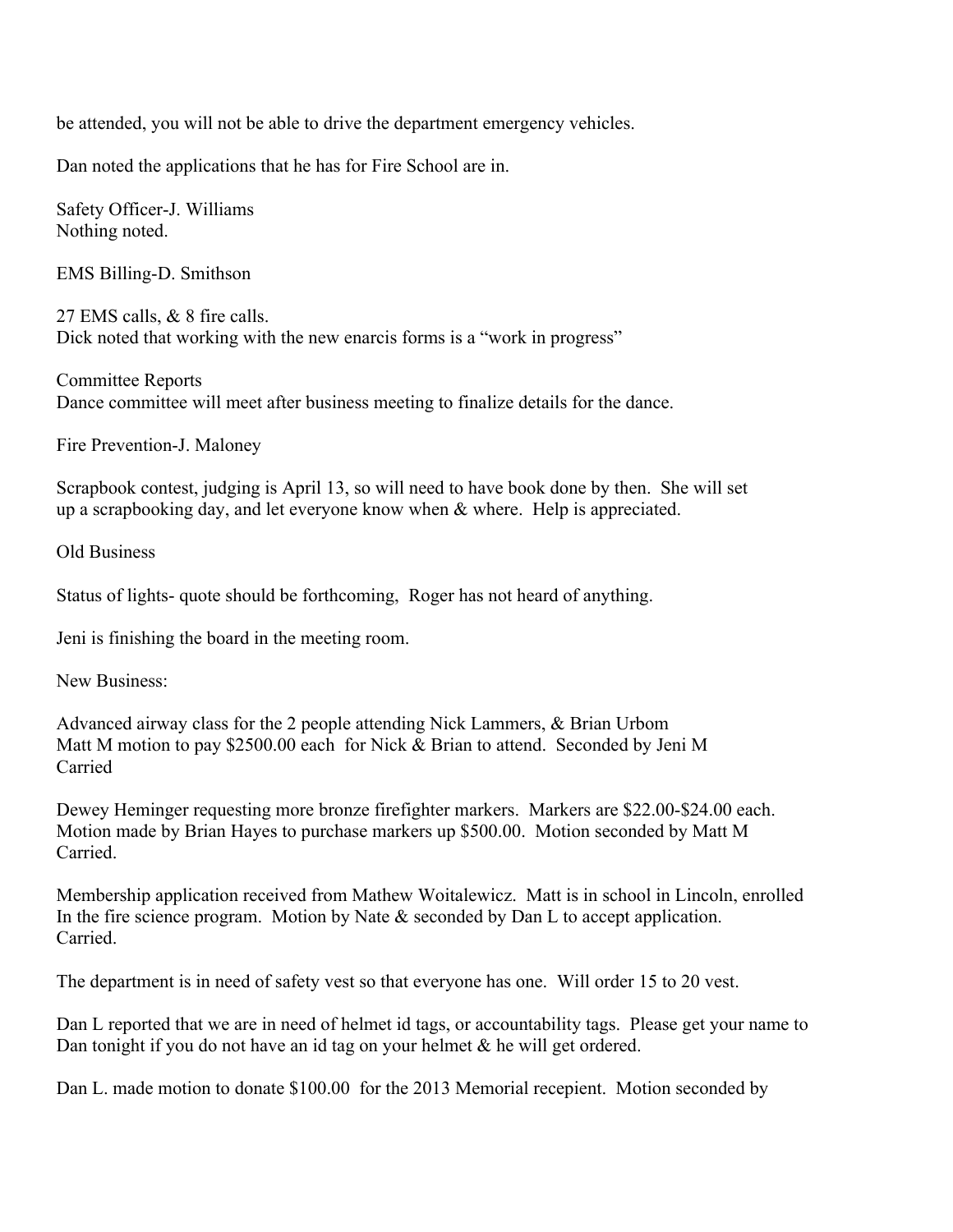be attended, you will not be able to drive the department emergency vehicles.

Dan noted the applications that he has for Fire School are in.

Safety Officer-J. Williams
Nothing noted.

EMS Billing-D. Smithson

27 EMS calls, & 8 fire calls.
Dick noted that working with the new enarcis forms is a "work in progress"

Committee Reports
Dance committee will meet after business meeting to finalize details for the dance.

Fire Prevention-J. Maloney

Scrapbook contest, judging is April 13, so will need to have book done by then. She will set up a scrapbooking day, and let everyone know when & where. Help is appreciated.

Old Business

Status of lights- quote should be forthcoming, Roger has not heard of anything.

Jeni is finishing the board in the meeting room.

New Business:

Advanced airway class for the 2 people attending Nick Lammers, & Brian Urbom
Matt M motion to pay $2500.00 each for Nick & Brian to attend. Seconded by Jeni M
Carried

Dewey Heminger requesting more bronze firefighter markers. Markers are $22.00-$24.00 each.
Motion made by Brian Hayes to purchase markers up $500.00. Motion seconded by Matt M
Carried.

Membership application received from Mathew Woitalewicz. Matt is in school in Lincoln, enrolled In the fire science program. Motion by Nate & seconded by Dan L to accept application.
Carried.

The department is in need of safety vest so that everyone has one. Will order 15 to 20 vest.

Dan L reported that we are in need of helmet id tags, or accountability tags. Please get your name to Dan tonight if you do not have an id tag on your helmet & he will get ordered.

Dan L. made motion to donate $100.00 for the 2013 Memorial recepient. Motion seconded by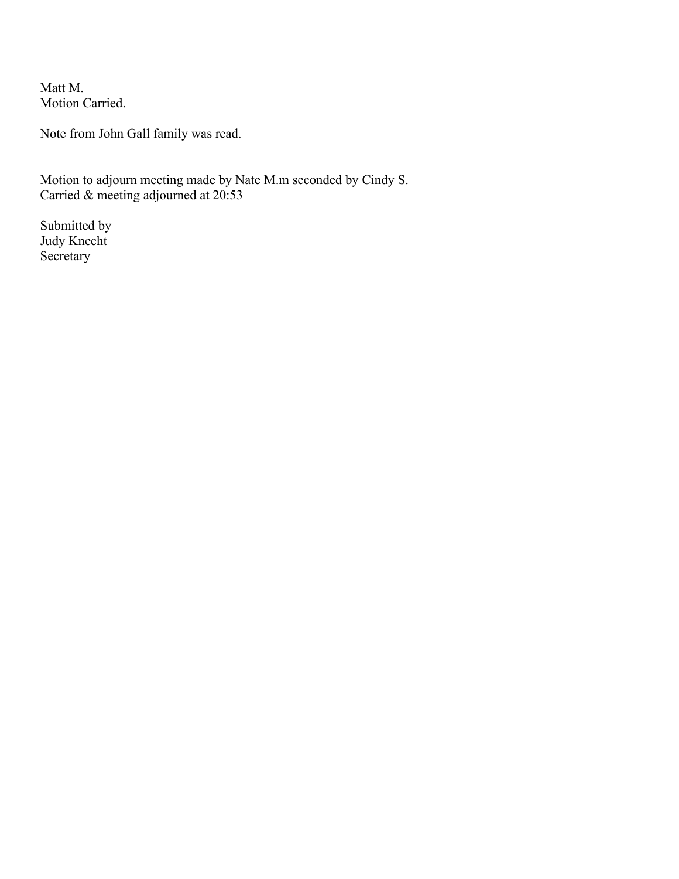Matt M.
Motion Carried.

Note from John Gall family was read.

Motion to adjourn meeting made by Nate M.m seconded by Cindy S.
Carried & meeting adjourned at 20:53

Submitted by
Judy Knecht
Secretary